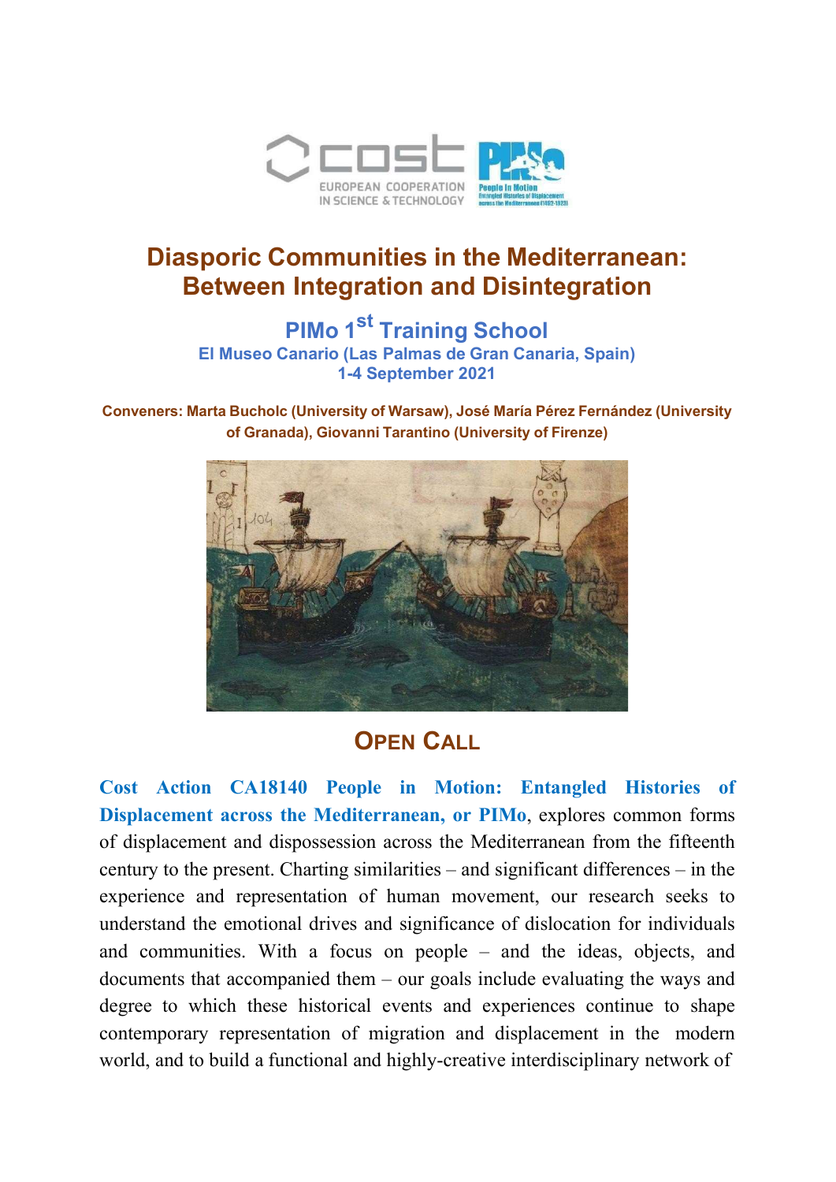# Diasporic Communities in the Mediterranean: Between Integration and Disintegration

## PIMo 1st Training School

**El Museo Canario (Las Palmas de Gran Canaria, Spain)**
**1-4 September 2021**

**Conveners: Marta Bucholc (University of Warsaw), José María Pérez Fernández (University of Granada), Giovanni Tarantino (University of Firenze)**

## Open Call

**Cost Action CA18140 People in Motion: Entangled Histories of Displacement across the Mediterranean, or PIMo**, explores common forms of displacement and dispossession across the Mediterranean from the fifteenth century to the present. Charting similarities – and significant differences – in the experience and representation of human movement, our research seeks to understand the emotional drives and significance of dislocation for individuals and communities. With a focus on people – and the ideas, objects, and documents that accompanied them – our goals include evaluating the ways and degree to which these historical events and experiences continue to shape contemporary representation of migration and displacement in the modern world, and to build a functional and highly-creative interdisciplinary network of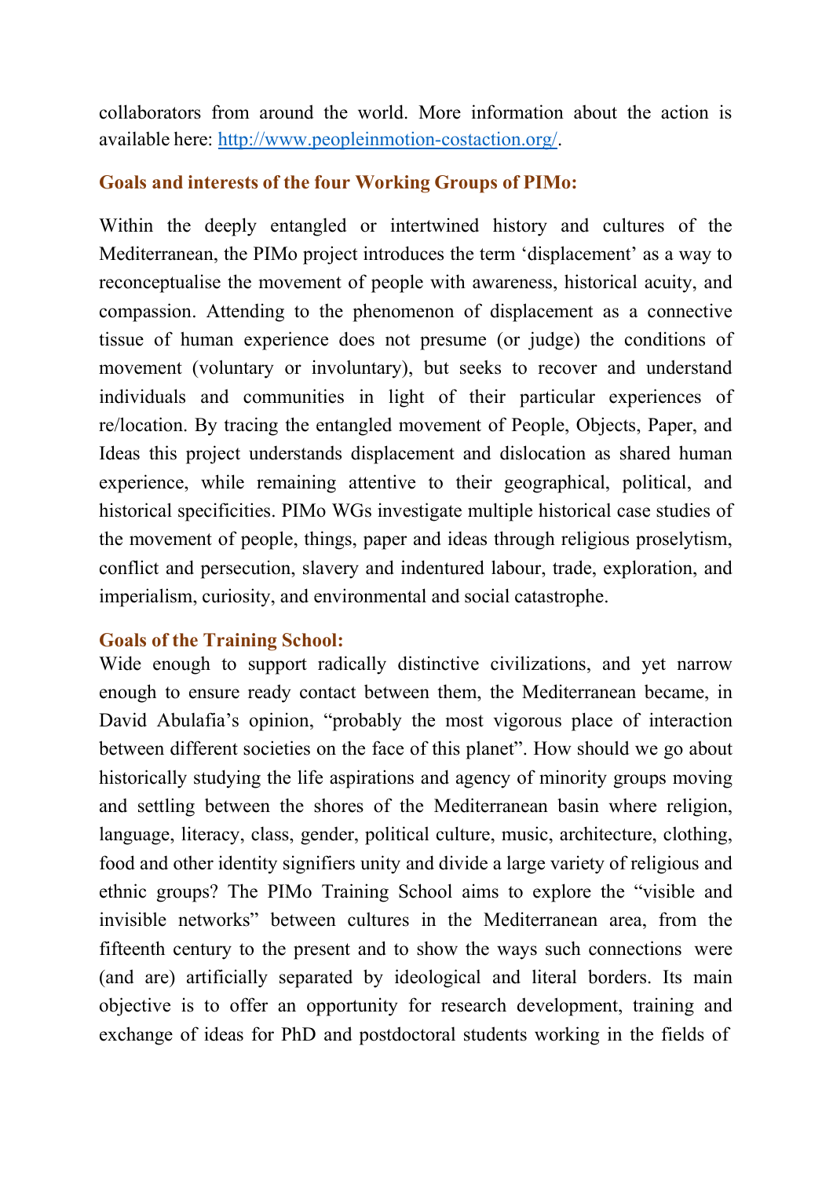collaborators from around the world. More information about the action is available here: [http://www.peopleinmotion-costaction.org/](http://www.peopleinmotion-costaction.org/).

## Goals and interests of the four Working Groups of PIMo:

Within the deeply entangled or intertwined history and cultures of the Mediterranean, the PIMo project introduces the term 'displacement' as a way to reconceptualise the movement of people with awareness, historical acuity, and compassion. Attending to the phenomenon of displacement as a connective tissue of human experience does not presume (or judge) the conditions of movement (voluntary or involuntary), but seeks to recover and understand individuals and communities in light of their particular experiences of re/location. By tracing the entangled movement of People, Objects, Paper, and Ideas this project understands displacement and dislocation as shared human experience, while remaining attentive to their geographical, political, and historical specificities. PIMo WGs investigate multiple historical case studies of the movement of people, things, paper and ideas through religious proselytism, conflict and persecution, slavery and indentured labour, trade, exploration, and imperialism, curiosity, and environmental and social catastrophe.

## Goals of the Training School:

Wide enough to support radically distinctive civilizations, and yet narrow enough to ensure ready contact between them, the Mediterranean became, in David Abulafia's opinion, "probably the most vigorous place of interaction between different societies on the face of this planet". How should we go about historically studying the life aspirations and agency of minority groups moving and settling between the shores of the Mediterranean basin where religion, language, literacy, class, gender, political culture, music, architecture, clothing, food and other identity signifiers unity and divide a large variety of religious and ethnic groups? The PIMo Training School aims to explore the "visible and invisible networks" between cultures in the Mediterranean area, from the fifteenth century to the present and to show the ways such connections were (and are) artificially separated by ideological and literal borders. Its main objective is to offer an opportunity for research development, training and exchange of ideas for PhD and postdoctoral students working in the fields of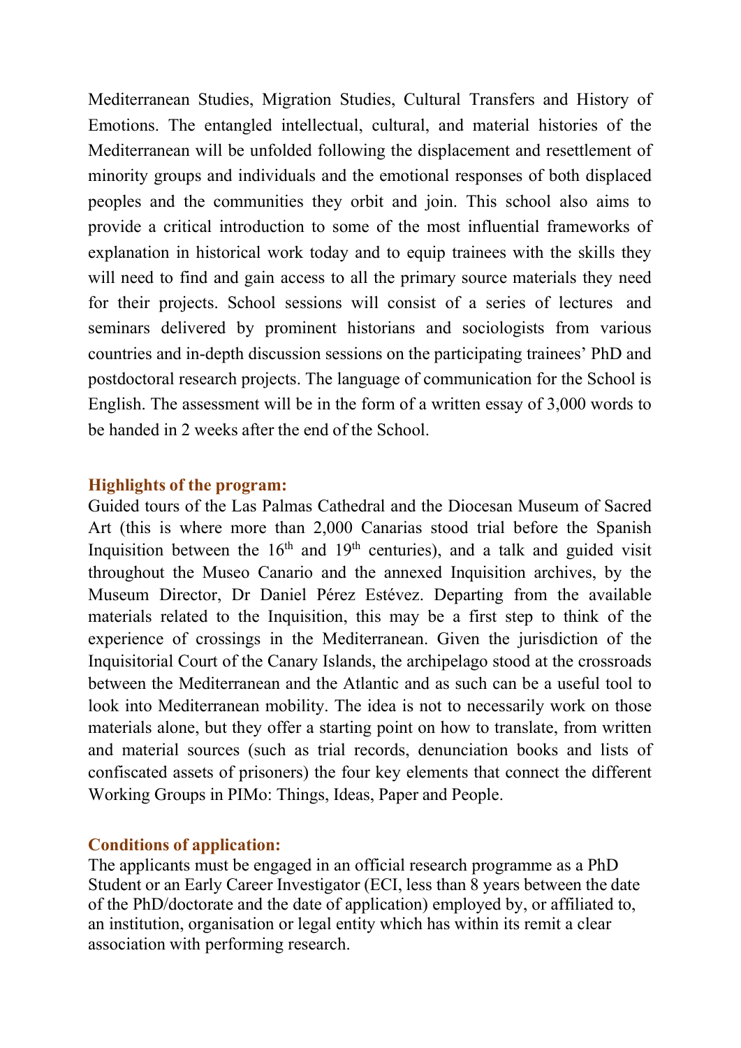Mediterranean Studies, Migration Studies, Cultural Transfers and History of Emotions. The entangled intellectual, cultural, and material histories of the Mediterranean will be unfolded following the displacement and resettlement of minority groups and individuals and the emotional responses of both displaced peoples and the communities they orbit and join. This school also aims to provide a critical introduction to some of the most influential frameworks of explanation in historical work today and to equip trainees with the skills they will need to find and gain access to all the primary source materials they need for their projects. School sessions will consist of a series of lectures and seminars delivered by prominent historians and sociologists from various countries and in-depth discussion sessions on the participating trainees' PhD and postdoctoral research projects. The language of communication for the School is English. The assessment will be in the form of a written essay of 3,000 words to be handed in 2 weeks after the end of the School.

### Highlights of the program:

Guided tours of the Las Palmas Cathedral and the Diocesan Museum of Sacred Art (this is where more than 2,000 Canarias stood trial before the Spanish Inquisition between the 16th and 19th centuries), and a talk and guided visit throughout the Museo Canario and the annexed Inquisition archives, by the Museum Director, Dr Daniel Pérez Estévez. Departing from the available materials related to the Inquisition, this may be a first step to think of the experience of crossings in the Mediterranean. Given the jurisdiction of the Inquisitorial Court of the Canary Islands, the archipelago stood at the crossroads between the Mediterranean and the Atlantic and as such can be a useful tool to look into Mediterranean mobility. The idea is not to necessarily work on those materials alone, but they offer a starting point on how to translate, from written and material sources (such as trial records, denunciation books and lists of confiscated assets of prisoners) the four key elements that connect the different Working Groups in PIMo: Things, Ideas, Paper and People.

### Conditions of application:

The applicants must be engaged in an official research programme as a PhD Student or an Early Career Investigator (ECI, less than 8 years between the date of the PhD/doctorate and the date of application) employed by, or affiliated to, an institution, organisation or legal entity which has within its remit a clear association with performing research.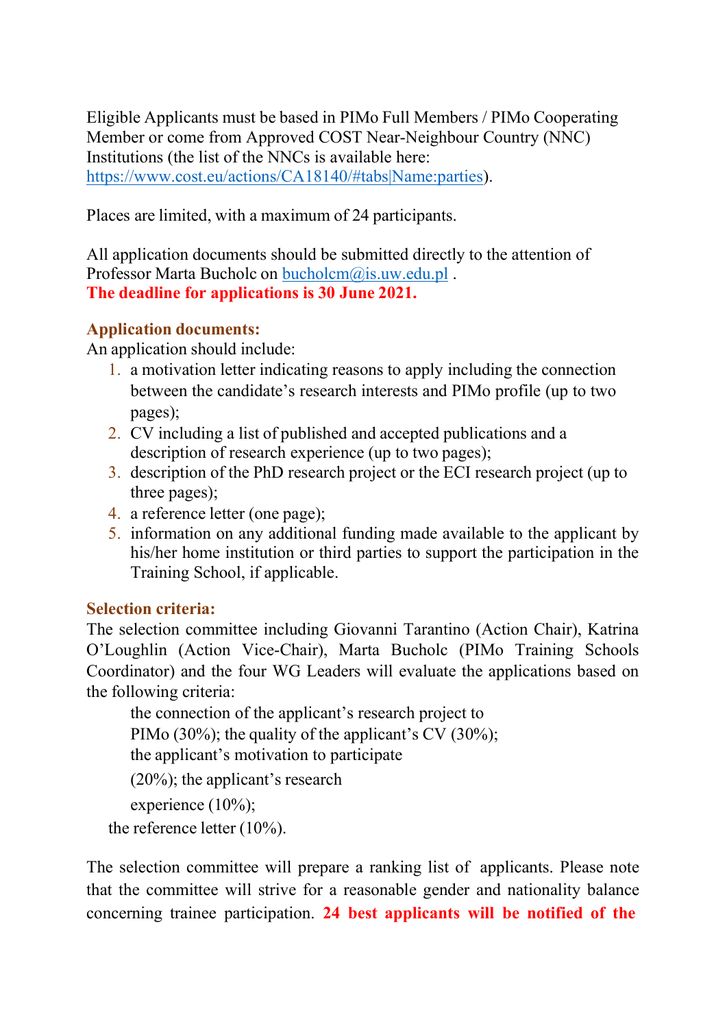Eligible Applicants must be based in PIMo Full Members / PIMo Cooperating Member or come from Approved COST Near-Neighbour Country (NNC) Institutions (the list of the NNCs is available here: [https://www.cost.eu/actions/CA18140/#tabs|Name:parties](https://www.cost.eu/actions/CA18140/#tabs|Name:parties)).

Places are limited, with a maximum of 24 participants.

All application documents should be submitted directly to the attention of Professor Marta Bucholc on [bucholcm@is.uw.edu.pl](mailto:bucholcm@is.uw.edu.pl) .
**The deadline for applications is 30 June 2021.**

**Application documents:**
An application should include:

1. a motivation letter indicating reasons to apply including the connection between the candidate's research interests and PIMo profile (up to two pages);
2. CV including a list of published and accepted publications and a description of research experience (up to two pages);
3. description of the PhD research project or the ECI research project (up to three pages);
4. a reference letter (one page);
5. information on any additional funding made available to the applicant by his/her home institution or third parties to support the participation in the Training School, if applicable.

**Selection criteria:**
The selection committee including Giovanni Tarantino (Action Chair), Katrina O'Loughlin (Action Vice-Chair), Marta Bucholc (PIMo Training Schools Coordinator) and the four WG Leaders will evaluate the applications based on the following criteria:

the connection of the applicant's research project to PIMo (30%); the quality of the applicant's CV (30%); the applicant's motivation to participate (20%); the applicant's research experience (10%); the reference letter (10%).

The selection committee will prepare a ranking list of applicants. Please note that the committee will strive for a reasonable gender and nationality balance concerning trainee participation. **24 best applicants will be notified of the**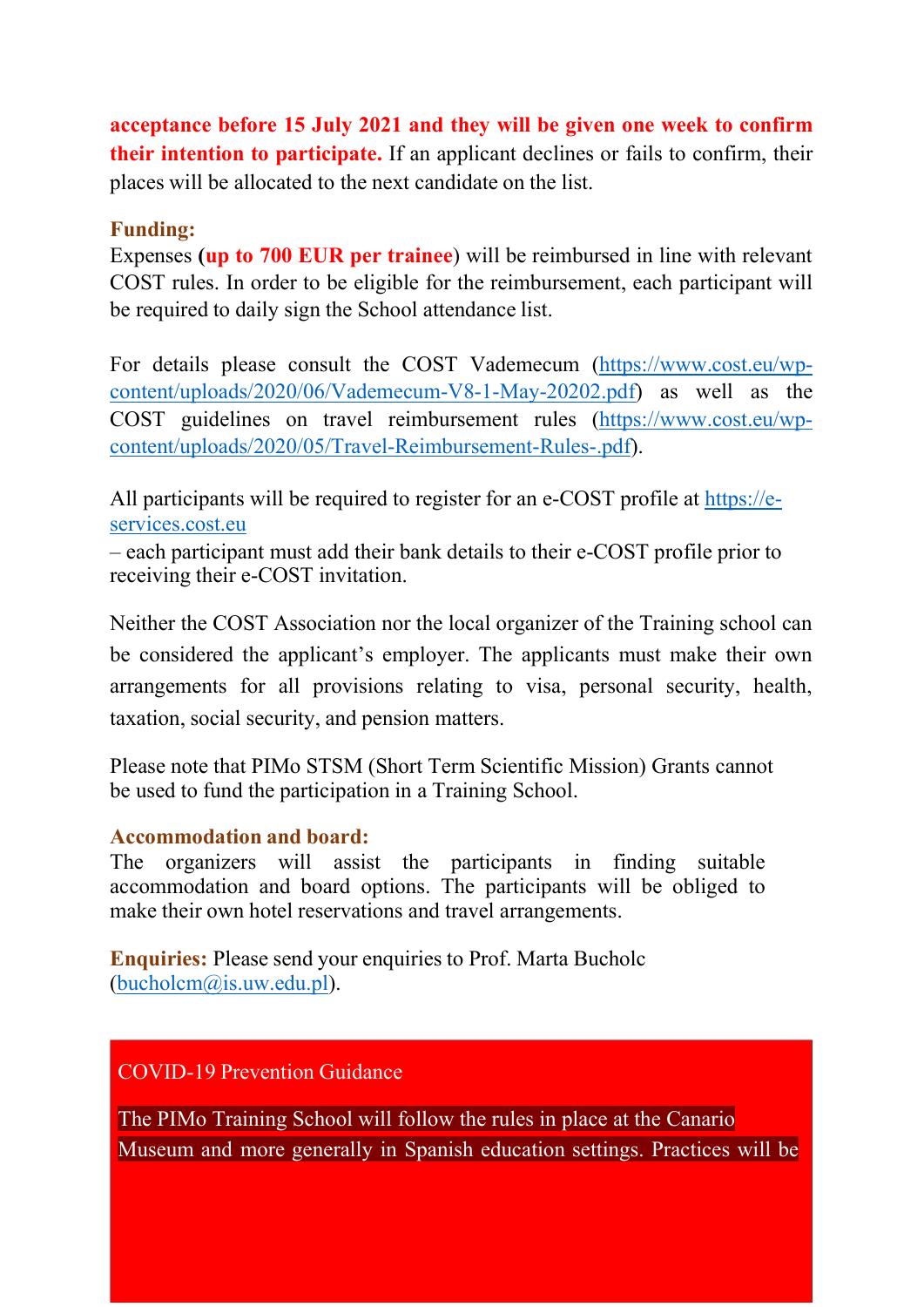**acceptance before 15 July 2021 and they will be given one week to confirm their intention to participate.** If an applicant declines or fails to confirm, their places will be allocated to the next candidate on the list.

**Funding:**

Expenses **(up to 700 EUR per trainee)** will be reimbursed in line with relevant COST rules. In order to be eligible for the reimbursement, each participant will be required to daily sign the School attendance list.

For details please consult the COST Vademecum (https://www.cost.eu/wp-content/uploads/2020/06/Vademecum-V8-1-May-20202.pdf) as well as the COST guidelines on travel reimbursement rules (https://www.cost.eu/wp-content/uploads/2020/05/Travel-Reimbursement-Rules-.pdf).

All participants will be required to register for an e-COST profile at https://e-services.cost.eu

– each participant must add their bank details to their e-COST profile prior to receiving their e-COST invitation.

Neither the COST Association nor the local organizer of the Training school can be considered the applicant's employer. The applicants must make their own arrangements for all provisions relating to visa, personal security, health, taxation, social security, and pension matters.

Please note that PIMo STSM (Short Term Scientific Mission) Grants cannot be used to fund the participation in a Training School.

**Accommodation and board:**

The organizers will assist the participants in finding suitable accommodation and board options. The participants will be obliged to make their own hotel reservations and travel arrangements.

**Enquiries:** Please send your enquiries to Prof. Marta Bucholc (bucholcm@is.uw.edu.pl).

COVID-19 Prevention Guidance

The PIMo Training School will follow the rules in place at the Canario Museum and more generally in Spanish education settings. Practices will be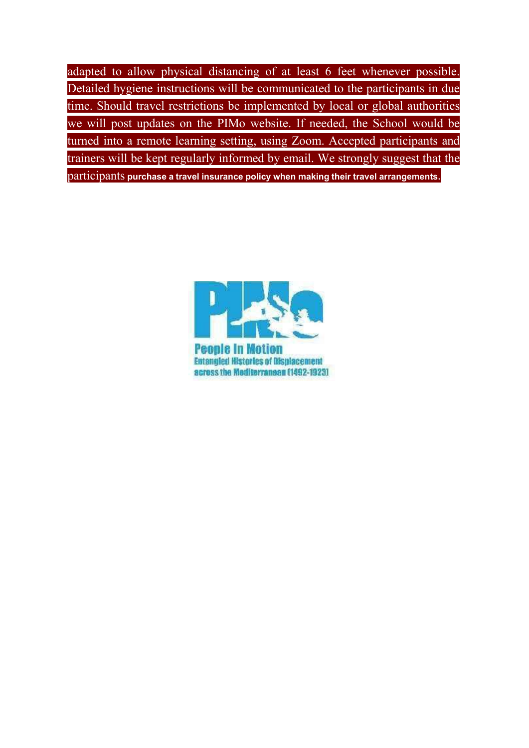adapted to allow physical distancing of at least 6 feet whenever possible. Detailed hygiene instructions will be communicated to the participants in due time. Should travel restrictions be implemented by local or global authorities we will post updates on the PIMo website. If needed, the School would be turned into a remote learning setting, using Zoom. Accepted participants and trainers will be kept regularly informed by email. We strongly suggest that the participants **purchase a travel insurance policy when making their travel arrangements.**

PIMo

People In Motion

Entangled Histories of Displacement across the Mediterranean (1492-1923)